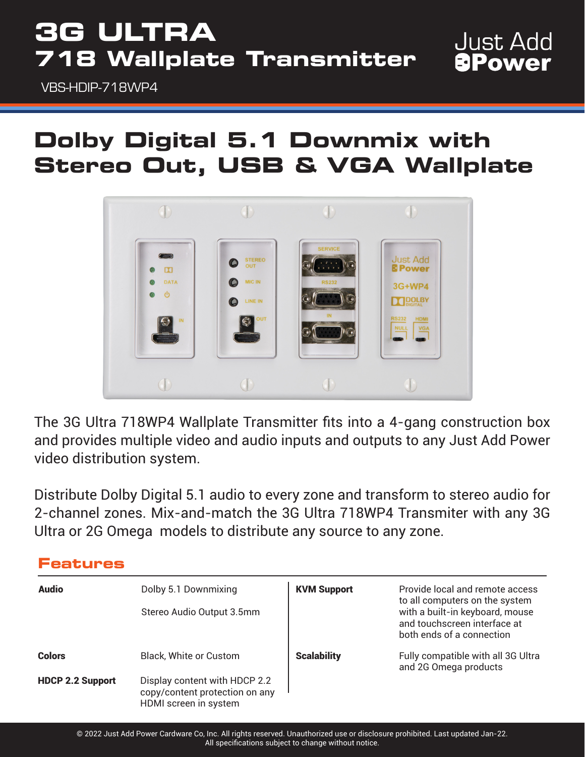# 3G ULTRA
## 718 Wallplate Transmitter

Just Add Power

VBS-HDIP-718WP4

# Dolby Digital 5.1 Downmix with Stereo Out, USB & VGA Wallplate

The 3G Ultra 718WP4 Wallplate Transmitter fits into a 4-gang construction box and provides multiple video and audio inputs and outputs to any Just Add Power video distribution system.

Distribute Dolby Digital 5.1 audio to every zone and transform to stereo audio for 2-channel zones. Mix-and-match the 3G Ultra 718WP4 Transmiter with any 3G Ultra or 2G Omega models to distribute any source to any zone.

## Features

| | | | |
|---|---|---|---|
| **Audio** | Dolby 5.1 Downmixing<br><br>Stereo Audio Output 3.5mm | **KVM Support** | Provide local and remote access to all computers on the system with a built-in keyboard, mouse and touchscreen interface at both ends of a connection |
| **Colors** | Black, White or Custom | **Scalability** | Fully compatible with all 3G Ultra and 2G Omega products |
| **HDCP 2.2 Support** | Display content with HDCP 2.2 copy/content protection on any HDMI screen in system | | |

© 2022 Just Add Power Cardware Co, Inc. All rights reserved. Unauthorized use or disclosure prohibited. Last updated Jan-22.
All specifications subject to change without notice.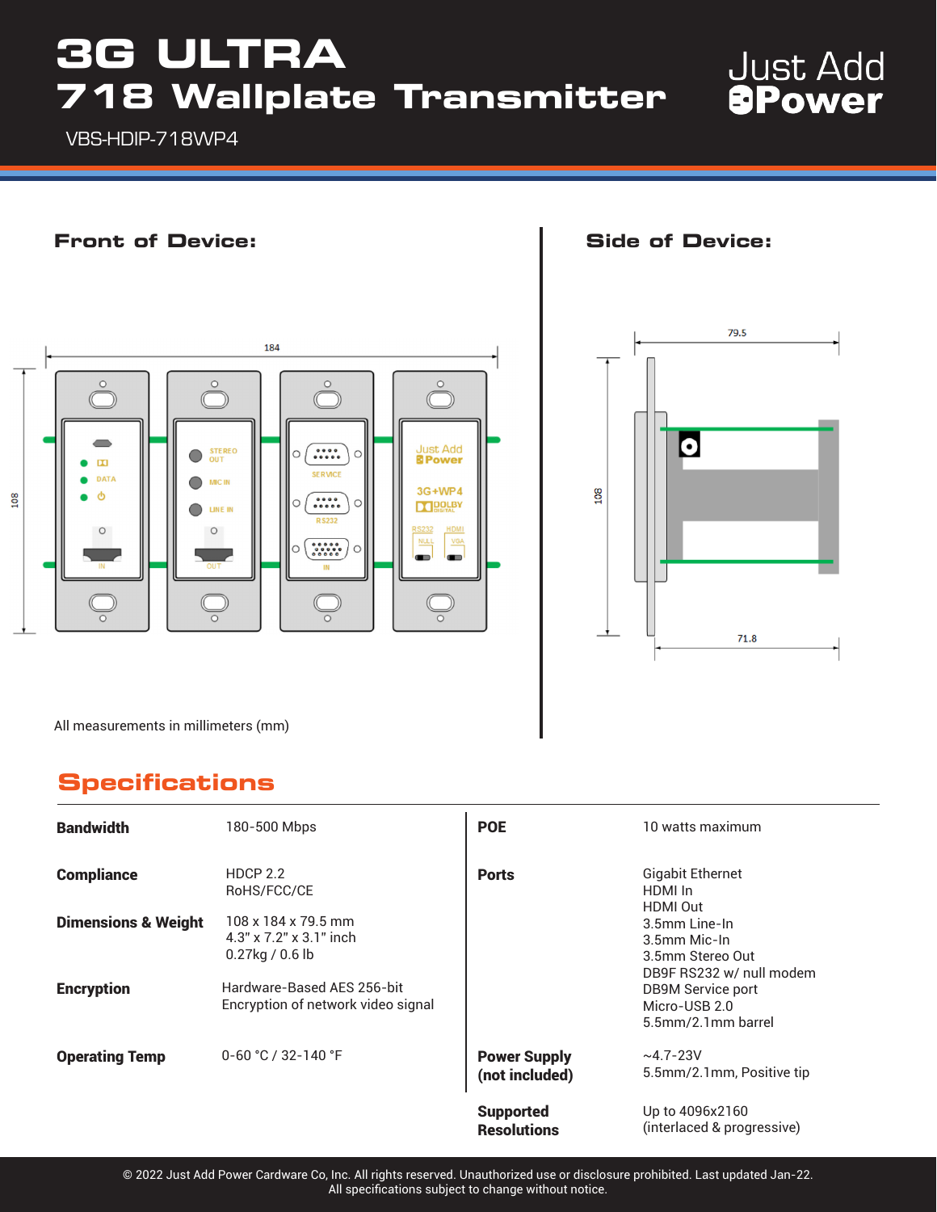# 3G ULTRA
# 718 Wallplate Transmitter

VBS-HDIP-718WP4

Just Add Power

### Front of Device:

184

108

STEREO OUT

MIC IN

LINE IN

DATA

SERVICE

RS232

IN

OUT

IN

Just Add Power

3G+WP4

DOLBY DIGITAL

RS232 NULL

HDMI VGA

### Side of Device:

79.5

108

71.8

All measurements in millimeters (mm)

## Specifications

| | | | |
|---|---|---|---|
| **Bandwidth** | 180-500 Mbps | **POE** | 10 watts maximum |
| **Compliance** | HDCP 2.2<br>RoHS/FCC/CE | **Ports** | Gigabit Ethernet<br>HDMI In<br>HDMI Out<br>3.5mm Line-In<br>3.5mm Mic-In<br>3.5mm Stereo Out<br>DB9F RS232 w/ null modem<br>DB9M Service port<br>Micro-USB 2.0<br>5.5mm/2.1mm barrel |
| **Dimensions & Weight** | 108 x 184 x 79.5 mm<br>4.3" x 7.2" x 3.1" inch<br>0.27kg / 0.6 lb | | |
| **Encryption** | Hardware-Based AES 256-bit Encryption of network video signal | | |
| **Operating Temp** | 0-60 °C / 32-140 °F | **Power Supply (not included)** | ~4.7-23V<br>5.5mm/2.1mm, Positive tip |
| | | **Supported Resolutions** | Up to 4096x2160 (interlaced & progressive) |

© 2022 Just Add Power Cardware Co, Inc. All rights reserved. Unauthorized use or disclosure prohibited. Last updated Jan-22.
All specifications subject to change without notice.